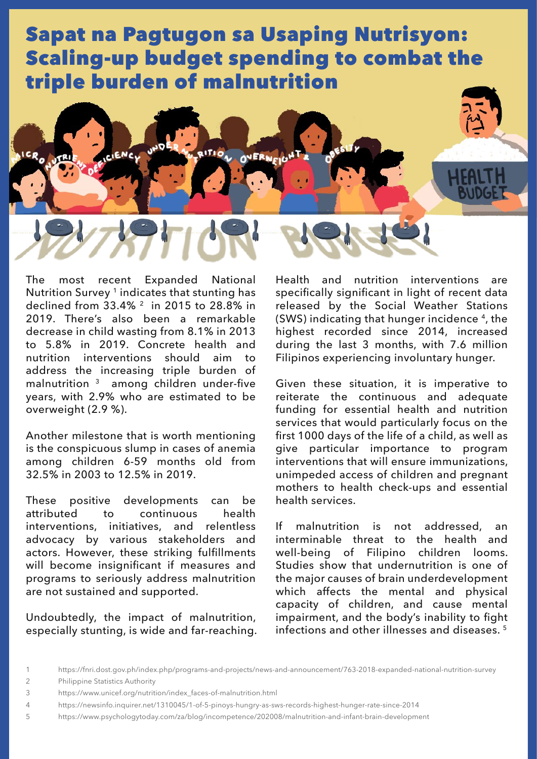# Sapat na Pagtugon sa Usaping Nutrisyon: Scaling-up budget spending to combat the triple burden of malnutrition

The most recent Expanded National Nutrition Survey [1] indicates that stunting has declined from 33.4% [2] in 2015 to 28.8% in 2019. There's also been a remarkable decrease in child wasting from 8.1% in 2013 to 5.8% in 2019. Concrete health and nutrition interventions should aim to address the increasing triple burden of malnutrition [3] among children under-five years, with 2.9% who are estimated to be overweight (2.9 %).

Another milestone that is worth mentioning is the conspicuous slump in cases of anemia among children 6-59 months old from 32.5% in 2003 to 12.5% in 2019.

These positive developments can be attributed to continuous health interventions, initiatives, and relentless advocacy by various stakeholders and actors. However, these striking fulfillments will become insignificant if measures and programs to seriously address malnutrition are not sustained and supported.

Undoubtedly, the impact of malnutrition, especially stunting, is wide and far-reaching. Health and nutrition interventions are specifically significant in light of recent data released by the Social Weather Stations (SWS) indicating that hunger incidence [4], the highest recorded since 2014, increased during the last 3 months, with 7.6 million Filipinos experiencing involuntary hunger.

Given these situation, it is imperative to reiterate the continuous and adequate funding for essential health and nutrition services that would particularly focus on the first 1000 days of the life of a child, as well as give particular importance to program interventions that will ensure immunizations, unimpeded access of children and pregnant mothers to health check-ups and essential health services.

If malnutrition is not addressed, an interminable threat to the health and well-being of Filipino children looms. Studies show that undernutrition is one of the major causes of brain underdevelopment which affects the mental and physical capacity of children, and cause mental impairment, and the body's inability to fight infections and other illnesses and diseases. [5]

1 https://fnri.dost.gov.ph/index.php/programs-and-projects/news-and-announcement/763-2018-expanded-national-nutrition-survey

2 Philippine Statistics Authority

3 https://www.unicef.org/nutrition/index_faces-of-malnutrition.html

4 https://newsinfo.inquirer.net/1310045/1-of-5-pinoys-hungry-as-sws-records-highest-hunger-rate-since-2014

5 https://www.psychologytoday.com/za/blog/incompetence/202008/malnutrition-and-infant-brain-development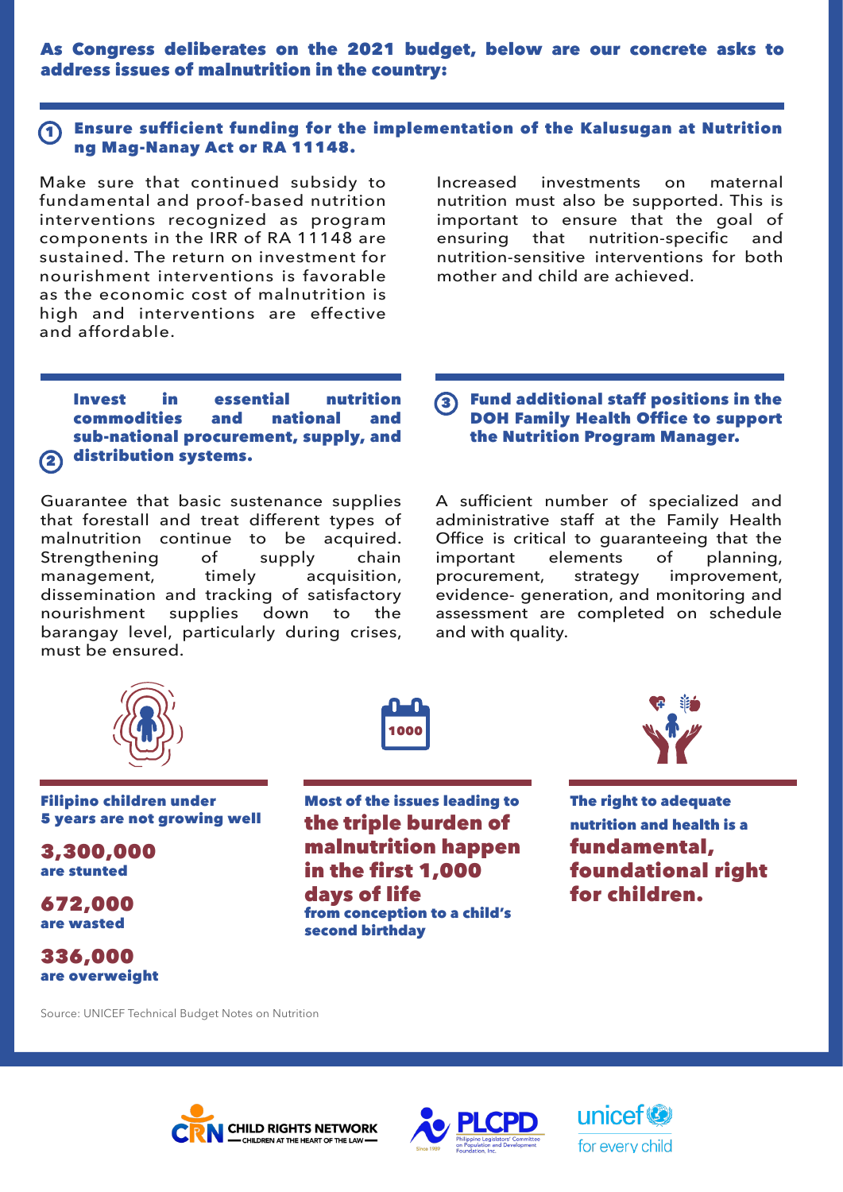**As Congress deliberates on the 2021 budget, below are our concrete asks to address issues of malnutrition in the country:**

## 1 Ensure sufficient funding for the implementation of the Kalusugan at Nutrition ng Mag-Nanay Act or RA 11148.

Make sure that continued subsidy to fundamental and proof-based nutrition interventions recognized as program components in the IRR of RA 11148 are sustained. The return on investment for nourishment interventions is favorable as the economic cost of malnutrition is high and interventions are effective and affordable.

Increased investments on maternal nutrition must also be supported. This is important to ensure that the goal of ensuring that nutrition-specific and nutrition-sensitive interventions for both mother and child are achieved.

## 2 Invest in essential nutrition commodities and national and sub-national procurement, supply, and distribution systems.

Guarantee that basic sustenance supplies that forestall and treat different types of malnutrition continue to be acquired. Strengthening of supply chain management, timely acquisition, dissemination and tracking of satisfactory nourishment supplies down to the barangay level, particularly during crises, must be ensured.

## 3 Fund additional staff positions in the DOH Family Health Office to support the Nutrition Program Manager.

A sufficient number of specialized and administrative staff at the Family Health Office is critical to guaranteeing that the important elements of planning, procurement, strategy improvement, evidence- generation, and monitoring and assessment are completed on schedule and with quality.

**Filipino children under 5 years are not growing well**

**3,300,000**
**are stunted**

**672,000**
**are wasted**

**336,000**
**are overweight**

1000

**Most of the issues leading to the triple burden of malnutrition happen in the first 1,000 days of life**
**from conception to a child's second birthday**

**The right to adequate nutrition and health is a fundamental, foundational right for children.**

Source: UNICEF Technical Budget Notes on Nutrition

CRN CHILD RIGHTS NETWORK — CHILDREN AT THE HEART OF THE LAW —

PLCPD Philippine Legislators' Committee on Population and Development Foundation, Inc. Since 1989

unicef for every child